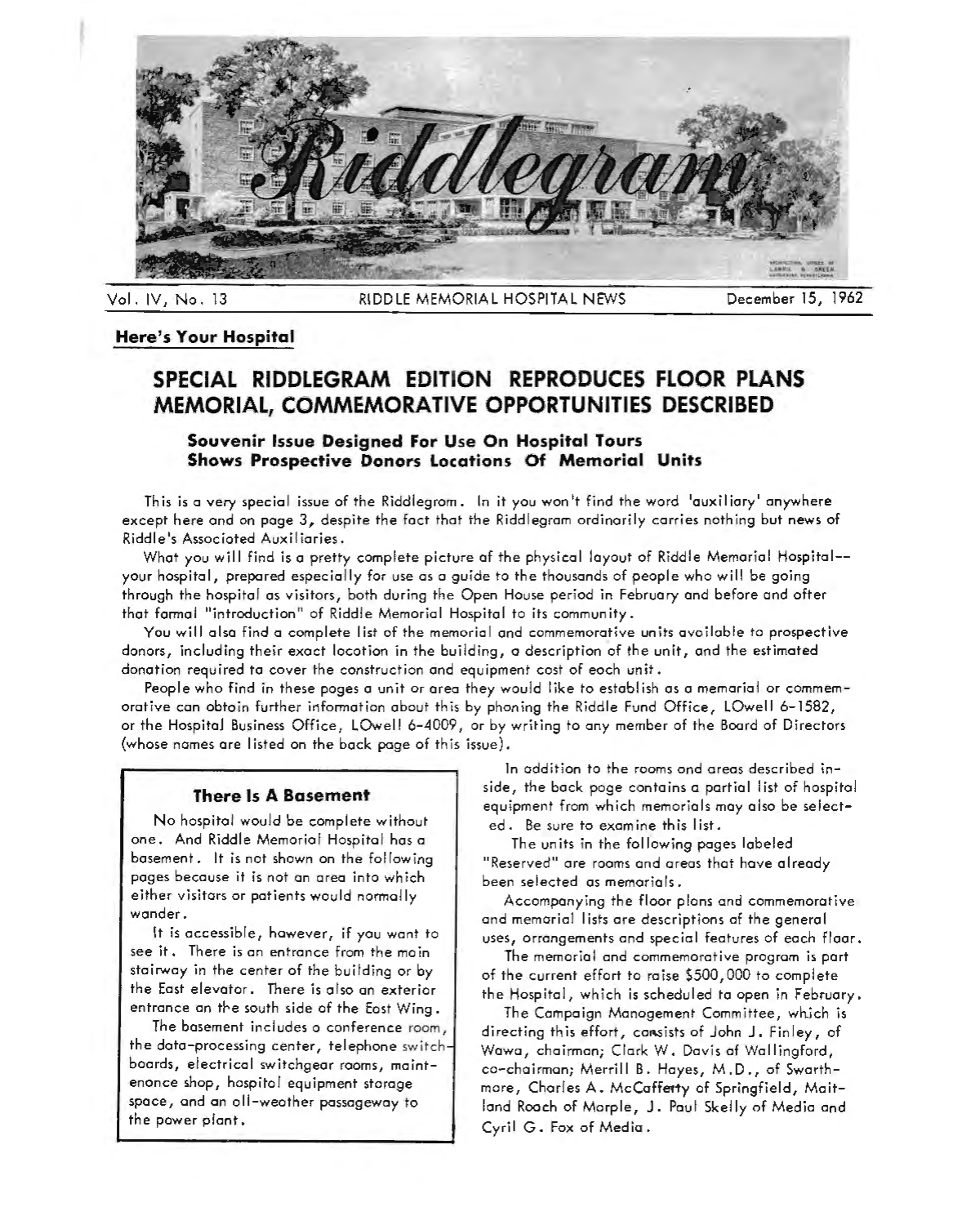# Riddlegram

Vol. IV, No. 13 — RIDDLE MEMORIAL HOSPITAL NEWS — December 15, 1962

**Here's Your Hospital**

## SPECIAL RIDDLEGRAM EDITION REPRODUCES FLOOR PLANS MEMORIAL, COMMEMORATIVE OPPORTUNITIES DESCRIBED

### Souvenir Issue Designed For Use On Hospital Tours Shows Prospective Donors Locations Of Memorial Units

This is a very special issue of the Riddlegram. In it you won't find the word 'auxiliary' anywhere except here and on page 3, despite the fact that the Riddlegram ordinarily carries nothing but news of Riddle's Associated Auxiliaries.

What you will find is a pretty complete picture of the physical layout of Riddle Memorial Hospital--your hospital, prepared especially for use as a guide to the thousands of people who will be going through the hospital as visitors, both during the Open House period in February and before and after that formal "introduction" of Riddle Memorial Hospital to its community.

You will also find a complete list of the memorial and commemorative units available to prospective donors, including their exact location in the building, a description of the unit, and the estimated donation required to cover the construction and equipment cost of each unit.

People who find in these pages a unit or area they would like to establish as a memorial or commemorative can obtain further information about this by phoning the Riddle Fund Office, LOwell 6-1582, or the Hospital Business Office, LOwell 6-4009, or by writing to any member of the Board of Directors (whose names are listed on the back page of this issue).

### There Is A Basement

No hospital would be complete without one. And Riddle Memorial Hospital has a basement. It is not shown on the following pages because it is not an area into which either visitors or patients would normally wander.

It is accessible, however, if you want to see it. There is an entrance from the main stairway in the center of the building or by the East elevator. There is also an exterior entrance on the south side of the East Wing.

The basement includes a conference room, the data-processing center, telephone switchboards, electrical switchgear rooms, maintenance shop, hospital equipment storage space, and an all-weather passageway to the power plant.

In addition to the rooms and areas described inside, the back page contains a partial list of hospital equipment from which memorials may also be selected. Be sure to examine this list.

The units in the following pages labeled "Reserved" are rooms and areas that have already been selected as memorials.

Accompanying the floor plans and commemorative and memorial lists are descriptions of the general uses, arrangements and special features of each floor.

The memorial and commemorative program is part of the current effort to raise $500,000 to complete the Hospital, which is scheduled to open in February.

The Campaign Management Committee, which is directing this effort, consists of John J. Finley, of Wawa, chairman; Clark W. Davis of Wallingford, co-chairman; Merrill B. Hayes, M.D., of Swarthmore, Charles A. McCafferty of Springfield, Maitland Roach of Marple, J. Paul Skelly of Media and Cyril G. Fox of Media.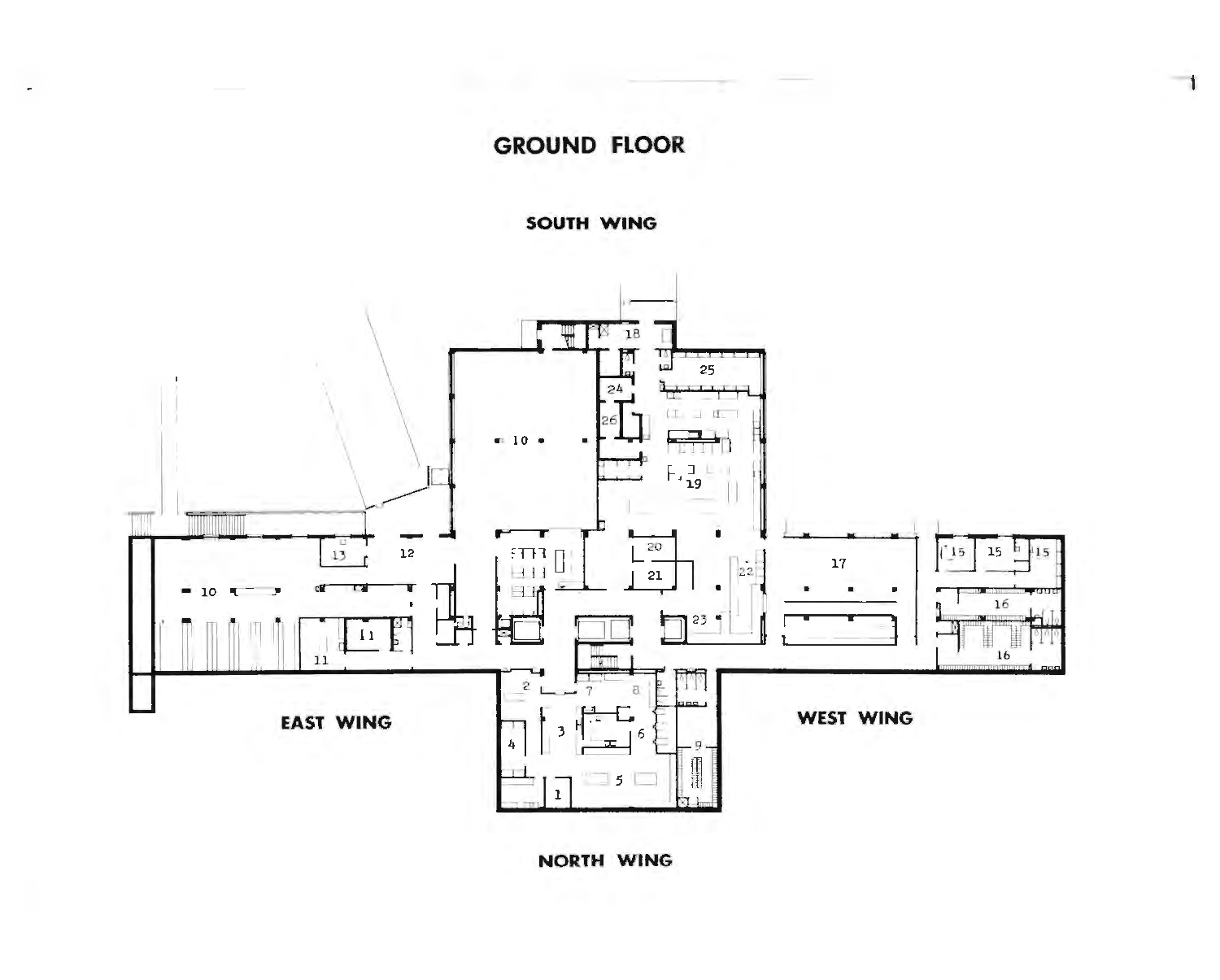# GROUND FLOOR

SOUTH WING

EAST WING

WEST WING

NORTH WING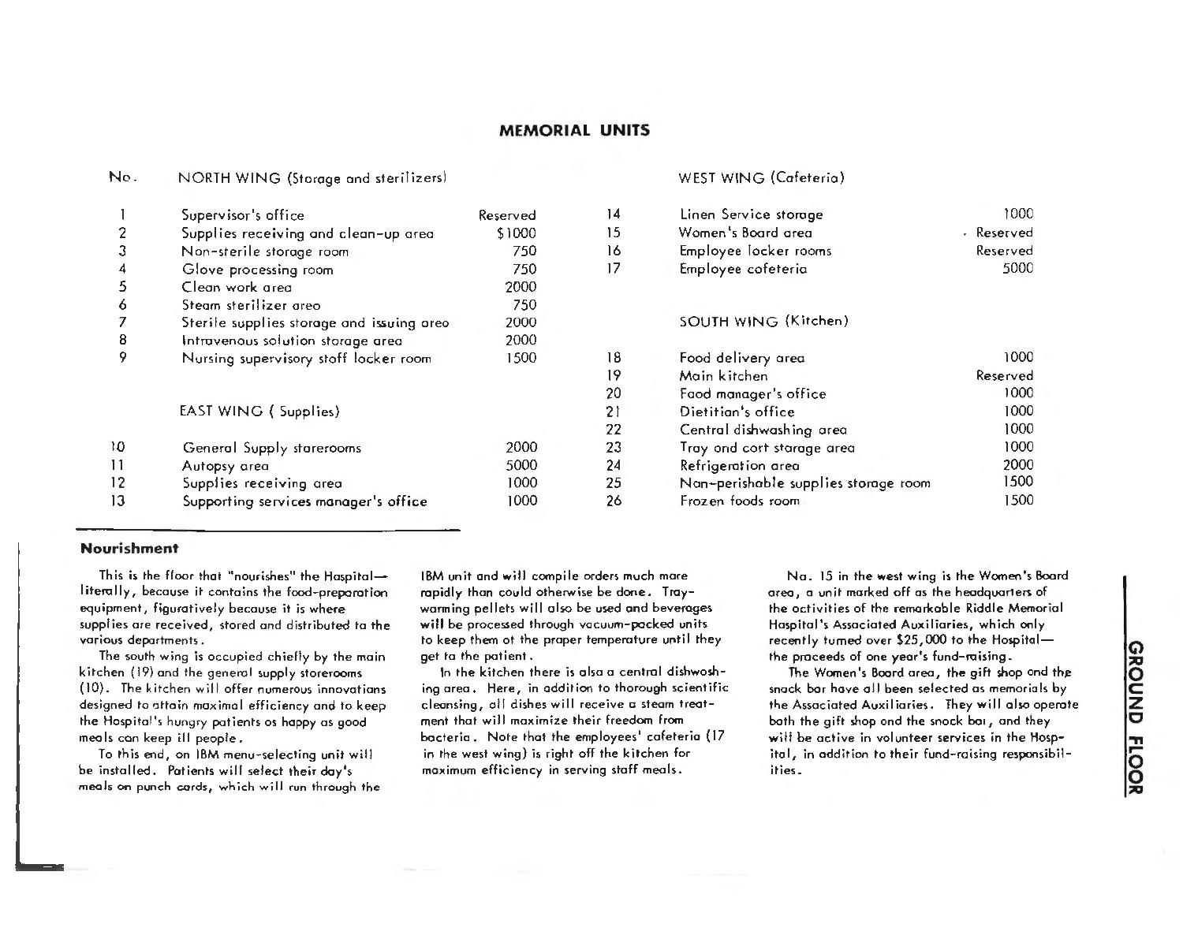## MEMORIAL UNITS

| No. | NORTH WING (Storage and sterilizers) | |
|---|---|---|
| 1 | Supervisor's office | Reserved |
| 2 | Supplies receiving and clean-up area | $1000 |
| 3 | Non-sterile storage room | 750 |
| 4 | Glove processing room | 750 |
| 5 | Clean work area | 2000 |
| 6 | Steam sterilizer area | 750 |
| 7 | Sterile supplies storage and issuing area | 2000 |
| 8 | Intravenous solution storage area | 2000 |
| 9 | Nursing supervisory staff locker room | 1500 |
| | **EAST WING ( Supplies)** | |
| 10 | General Supply storerooms | 2000 |
| 11 | Autopsy area | 5000 |
| 12 | Supplies receiving area | 1000 |
| 13 | Supporting services manager's office | 1000 |
| | **WEST WING (Cafeteria)** | |
| 14 | Linen Service storage | 1000 |
| 15 | Women's Board area | Reserved |
| 16 | Employee locker rooms | Reserved |
| 17 | Employee cafeteria | 5000 |
| | **SOUTH WING (Kitchen)** | |
| 18 | Food delivery area | 1000 |
| 19 | Main kitchen | Reserved |
| 20 | Food manager's office | 1000 |
| 21 | Dietitian's office | 1000 |
| 22 | Central dishwashing area | 1000 |
| 23 | Tray and cart storage area | 1000 |
| 24 | Refrigeration area | 2000 |
| 25 | Non-perishable supplies storage room | 1500 |
| 26 | Frozen foods room | 1500 |

### Nourishment

This is the floor that "nourishes" the Hospital—literally, because it contains the food-preparation equipment, figuratively because it is where supplies are received, stored and distributed to the various departments.

The south wing is occupied chiefly by the main kitchen (19) and the general supply storerooms (10). The kitchen will offer numerous innovations designed to attain maximal efficiency and to keep the Hospital's hungry patients as happy as good meals can keep ill people.

To this end, an IBM menu-selecting unit will be installed. Patients will select their day's meals on punch cards, which will run through the IBM unit and will compile orders much more rapidly than could otherwise be done. Tray-warming pellets will also be used and beverages will be processed through vacuum-packed units to keep them at the proper temperature until they get to the patient.

In the kitchen there is also a central dishwashing area. Here, in addition to thorough scientific cleansing, all dishes will receive a steam treatment that will maximize their freedom from bacteria. Note that the employees' cafeteria (17 in the west wing) is right off the kitchen for maximum efficiency in serving staff meals.

No. 15 in the west wing is the Women's Board area, a unit marked off as the headquarters of the activities of the remarkable Riddle Memorial Hospital's Associated Auxiliaries, which only recently turned over $25,000 to the Hospital—the proceeds of one year's fund-raising.

The Women's Board area, the gift shop and the snack bar have all been selected as memorials by the Associated Auxiliaries. They will also operate both the gift shop and the snack bar, and they will be active in volunteer services in the Hospital, in addition to their fund-raising responsibilities.

GROUND FLOOR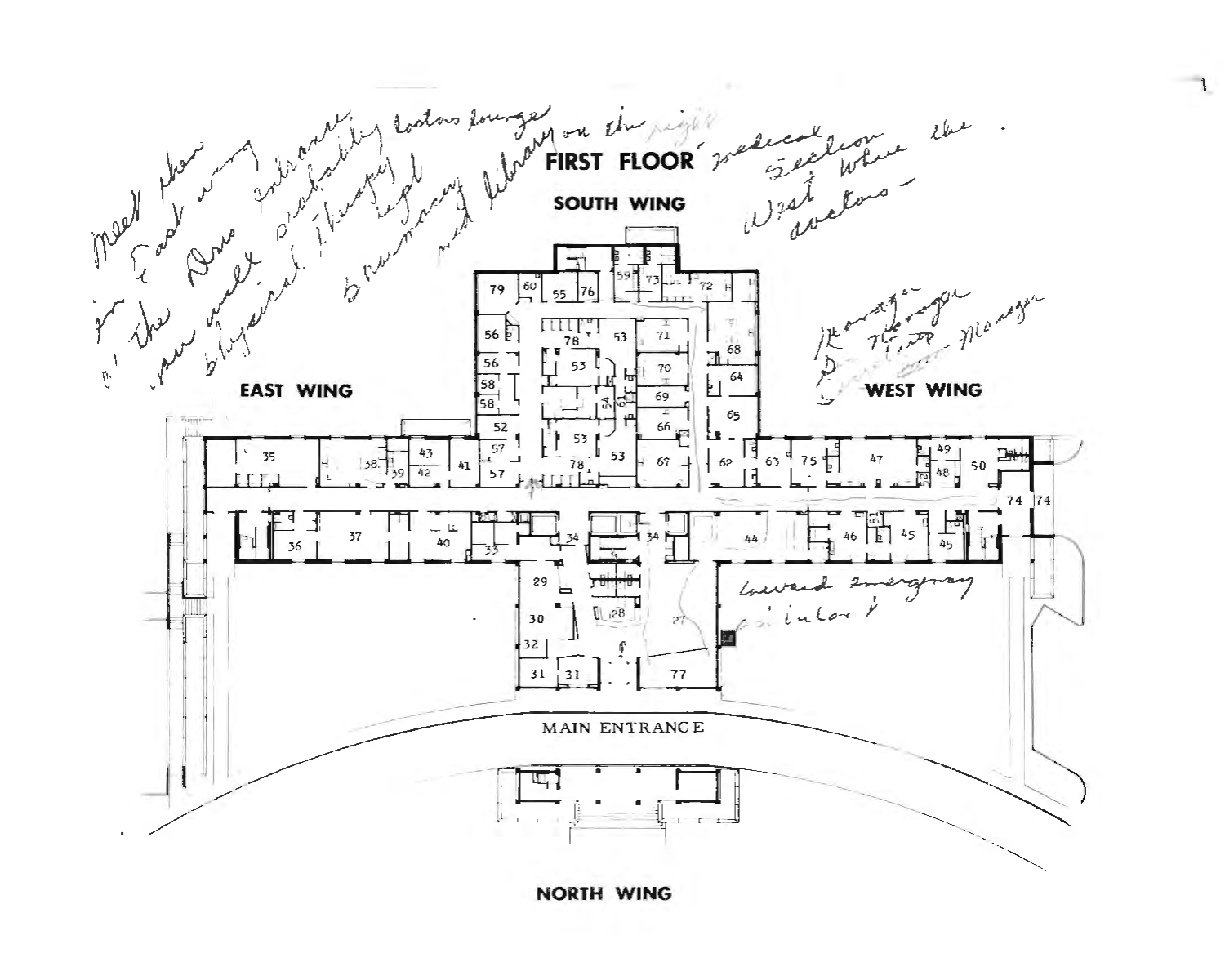# FIRST FLOOR

## SOUTH WING

EAST WING

WEST WING

MAIN ENTRANCE

NORTH WING

Meet them in East wing entrance of the Dr's probably Doctors lounge you walk physical therapy dept. pharmacy med library on the right

medical section West where the doctors –

Manager Manager Manager Manager

toward emergency inlet

35 36 37 38 39 40 41 42 43 33 34 34 29 30 32 31 31 28 27 77 44 46 45 45 51 74 74 50 49 48 47 75 63 62 67 66 69 70 71 65 64 68 72 73 59 76 55 60 79 56 56 58 58 52 57 57 78 78 53 53 53 53 54 61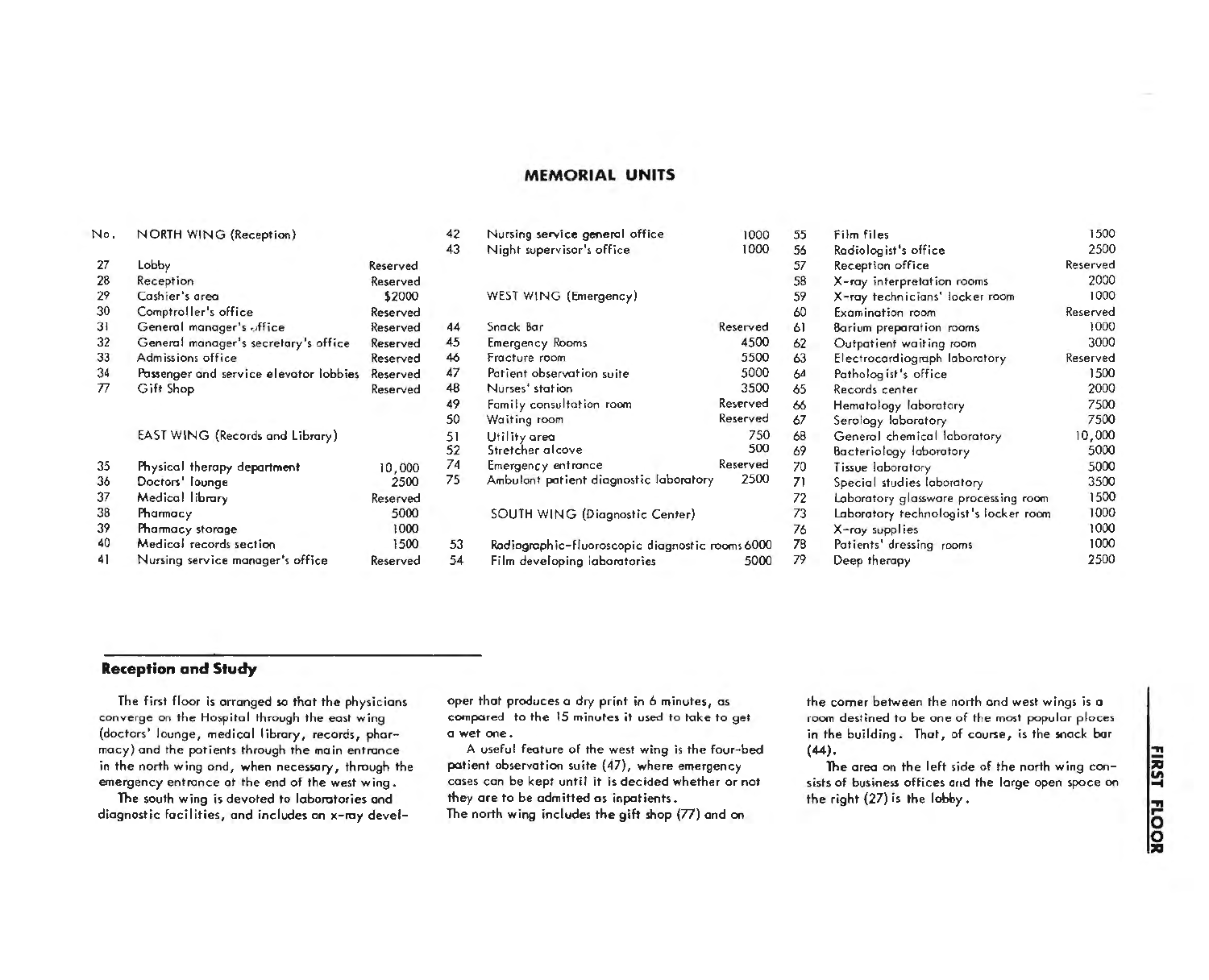## MEMORIAL UNITS

| No. | NORTH WING (Reception) | |
|---|---|---|
| 27 | Lobby | Reserved |
| 28 | Reception | Reserved |
| 29 | Cashier's area | $2000 |
| 30 | Comptroller's office | Reserved |
| 31 | General manager's office | Reserved |
| 32 | General manager's secretary's office | Reserved |
| 33 | Admissions office | Reserved |
| 34 | Passenger and service elevator lobbies | Reserved |
| 77 | Gift Shop | Reserved |
| | **EAST WING (Records and Library)** | |
| 35 | Physical therapy department | 10,000 |
| 36 | Doctors' lounge | 2500 |
| 37 | Medical library | Reserved |
| 38 | Pharmacy | 5000 |
| 39 | Pharmacy storage | 1000 |
| 40 | Medical records section | 1500 |
| 41 | Nursing service manager's office | Reserved |
| 42 | Nursing service general office | 1000 |
| 43 | Night supervisor's office | 1000 |
| | **WEST WING (Emergency)** | |
| 44 | Snack Bar | Reserved |
| 45 | Emergency Rooms | 4500 |
| 46 | Fracture room | 5500 |
| 47 | Patient observation suite | 5000 |
| 48 | Nurses' station | 3500 |
| 49 | Family consultation room | Reserved |
| 50 | Waiting room | Reserved |
| 51 | Utility area | 750 |
| 52 | Stretcher alcove | 500 |
| 74 | Emergency entrance | Reserved |
| 75 | Ambulant patient diagnostic laboratory | 2500 |
| | **SOUTH WING (Diagnostic Center)** | |
| 53 | Radiographic-fluoroscopic diagnostic rooms | 6000 |
| 54 | Film developing laboratories | 5000 |
| 55 | Film files | 1500 |
| 56 | Radiologist's office | 2500 |
| 57 | Reception office | Reserved |
| 58 | X-ray interpretation rooms | 2000 |
| 59 | X-ray technicians' locker room | 1000 |
| 60 | Examination room | Reserved |
| 61 | Barium preparation rooms | 1000 |
| 62 | Outpatient waiting room | 3000 |
| 63 | Electrocardiograph laboratory | Reserved |
| 64 | Pathologist's office | 1500 |
| 65 | Records center | 2000 |
| 66 | Hematology laboratory | 7500 |
| 67 | Serology laboratory | 7500 |
| 68 | General chemical laboratory | 10,000 |
| 69 | Bacteriology laboratory | 5000 |
| 70 | Tissue laboratory | 5000 |
| 71 | Special studies laboratory | 3500 |
| 72 | Laboratory glassware processing room | 1500 |
| 73 | Laboratory technologist's locker room | 1000 |
| 76 | X-ray supplies | 1000 |
| 78 | Patients' dressing rooms | 1000 |
| 79 | Deep therapy | 2500 |

### Reception and Study

The first floor is arranged so that the physicians converge on the Hospital through the east wing (doctors' lounge, medical library, records, pharmacy) and the patients through the main entrance in the north wing and, when necessary, through the emergency entrance at the end of the west wing.

The south wing is devoted to laboratories and diagnostic facilities, and includes an x-ray developer that produces a dry print in 6 minutes, as compared to the 15 minutes it used to take to get a wet one.

A useful feature of the west wing is the four-bed patient observation suite (47), where emergency cases can be kept until it is decided whether or not they are to be admitted as inpatients.

The north wing includes the gift shop (77) and on the corner between the north and west wings is a room destined to be one of the most popular places in the building. That, of course, is the snack bar (44).

The area on the left side of the north wing consists of business offices and the large open space on the right (27) is the lobby.

**FIRST FLOOR**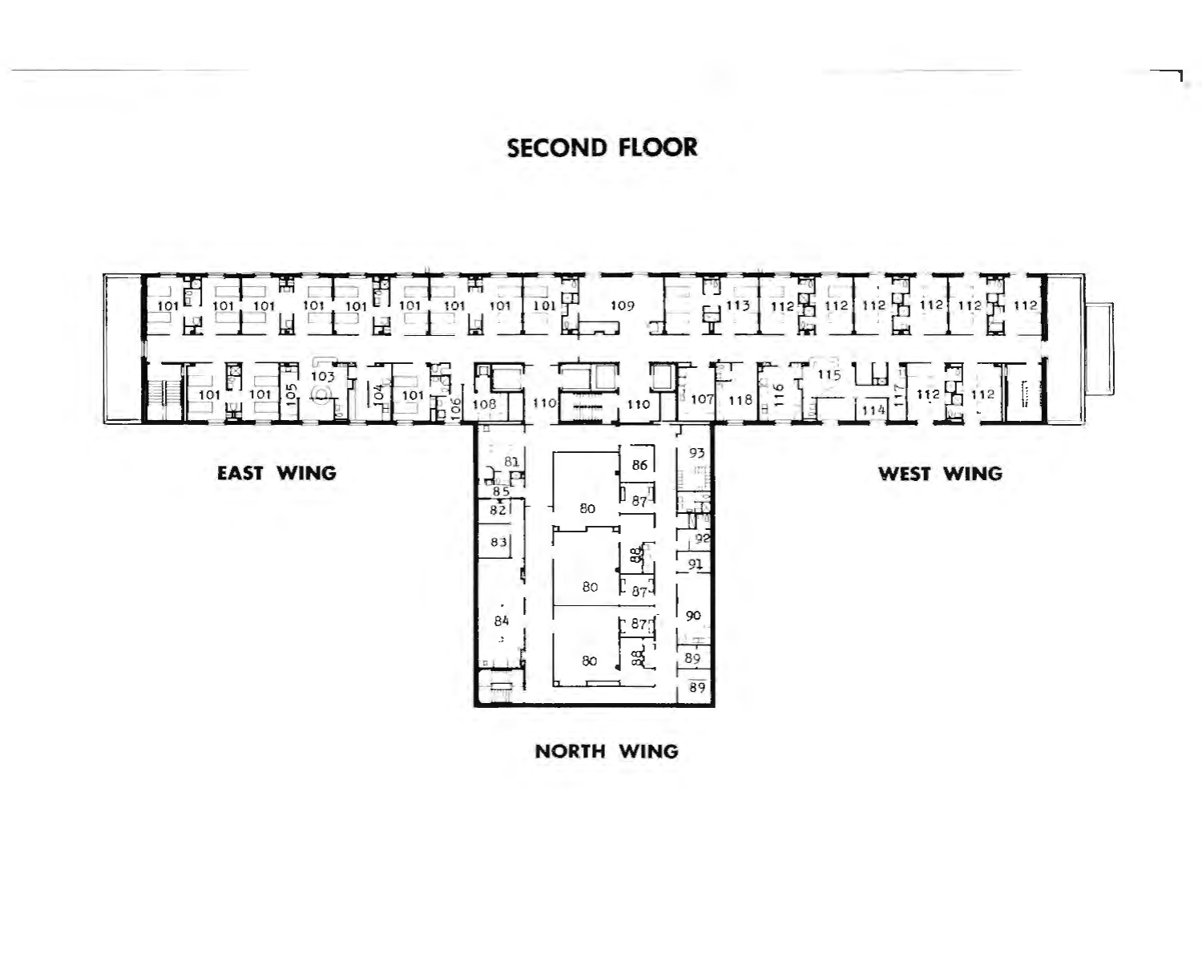# SECOND FLOOR

EAST WING

WEST WING

NORTH WING

101 101 101 101 101 101 101 101 101 109 113 112 112 112 112 112 112

101 101 105 103 104 101 106 108 110 110 107 118 116 115 117 114 112 112

81 85 82 83 84 80 80 80 86 87 88 87 87 88 93 92 91 90 89 89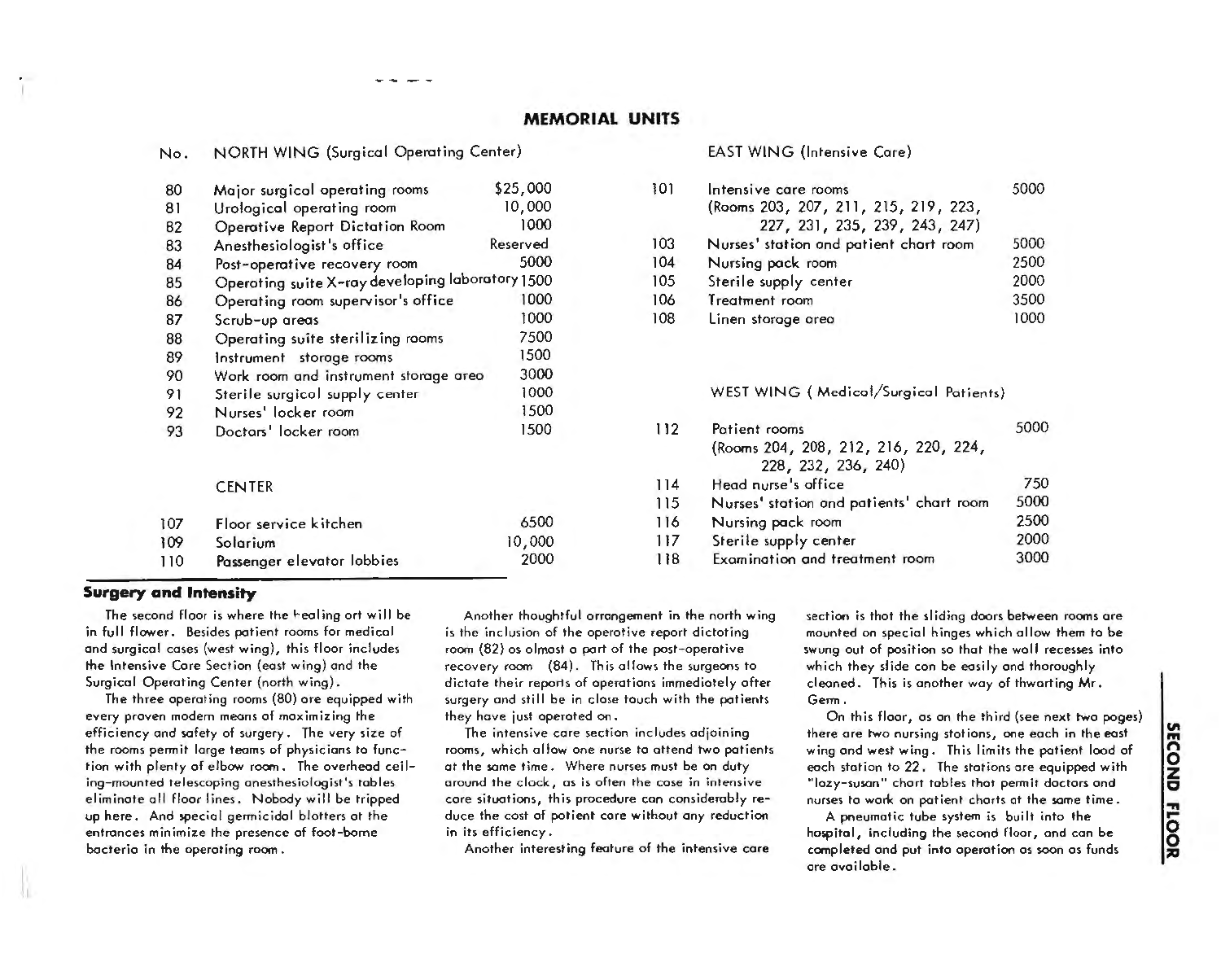## MEMORIAL UNITS

| No. | NORTH WING (Surgical Operating Center) | |
|---|---|---|
| 80 | Major surgical operating rooms | $25,000 |
| 81 | Urological operating room | 10,000 |
| 82 | Operative Report Dictation Room | 1000 |
| 83 | Anesthesiologist's office | Reserved |
| 84 | Post-operative recovery room | 5000 |
| 85 | Operating suite X-ray developing laboratory | 1500 |
| 86 | Operating room supervisor's office | 1000 |
| 87 | Scrub-up areas | 1000 |
| 88 | Operating suite sterilizing rooms | 7500 |
| 89 | Instrument storage rooms | 1500 |
| 90 | Work room and instrument storage area | 3000 |
| 91 | Sterile surgical supply center | 1000 |
| 92 | Nurses' locker room | 1500 |
| 93 | Doctors' locker room | 1500 |

| No. | CENTER | |
|---|---|---|
| 107 | Floor service kitchen | 6500 |
| 109 | Solarium | 10,000 |
| 110 | Passenger elevator lobbies | 2000 |

| No. | EAST WING (Intensive Care) | |
|---|---|---|
| 101 | Intensive care rooms (Rooms 203, 207, 211, 215, 219, 223, 227, 231, 235, 239, 243, 247) | 5000 |
| 103 | Nurses' station and patient chart room | 5000 |
| 104 | Nursing pack room | 2500 |
| 105 | Sterile supply center | 2000 |
| 106 | Treatment room | 3500 |
| 108 | Linen storage area | 1000 |

| No. | WEST WING (Medical/Surgical Patients) | |
|---|---|---|
| 112 | Patient rooms (Rooms 204, 208, 212, 216, 220, 224, 228, 232, 236, 240) | 5000 |
| 114 | Head nurse's office | 750 |
| 115 | Nurses' station and patients' chart room | 5000 |
| 116 | Nursing pack room | 2500 |
| 117 | Sterile supply center | 2000 |
| 118 | Examination and treatment room | 3000 |

### Surgery and Intensity

The second floor is where the healing art will be in full flower. Besides patient rooms for medical and surgical cases (west wing), this floor includes the Intensive Care Section (east wing) and the Surgical Operating Center (north wing).

The three operating rooms (80) are equipped with every proven modern means of maximizing the efficiency and safety of surgery. The very size of the rooms permit large teams of physicians to function with plenty of elbow room. The overhead ceiling-mounted telescoping anesthesiologist's tables eliminate all floor lines. Nobody will be tripped up here. And special germicidal blotters at the entrances minimize the presence of foot-borne bacteria in the operating room.

Another thoughtful arrangement in the north wing is the inclusion of the operative report dictating room (82) as almost a part of the post-operative recovery room (84). This allows the surgeons to dictate their reports of operations immediately after surgery and still be in close touch with the patients they have just operated on.

The intensive care section includes adjoining rooms, which allow one nurse to attend two patients at the same time. Where nurses must be on duty around the clock, as is often the case in intensive care situations, this procedure can considerably reduce the cost of patient care without any reduction in its efficiency.

Another interesting feature of the intensive care section is that the sliding doors between rooms are mounted on special hinges which allow them to be swung out of position so that the wall recesses into which they slide can be easily and thoroughly cleaned. This is another way of thwarting Mr. Germ.

On this floor, as on the third (see next two pages) there are two nursing stations, one each in the east wing and west wing. This limits the patient load of each station to 22. The stations are equipped with "lazy-susan" chart tables that permit doctors and nurses to work on patient charts at the same time.

A pneumatic tube system is built into the hospital, including the second floor, and can be completed and put into operation as soon as funds are available.

**SECOND FLOOR**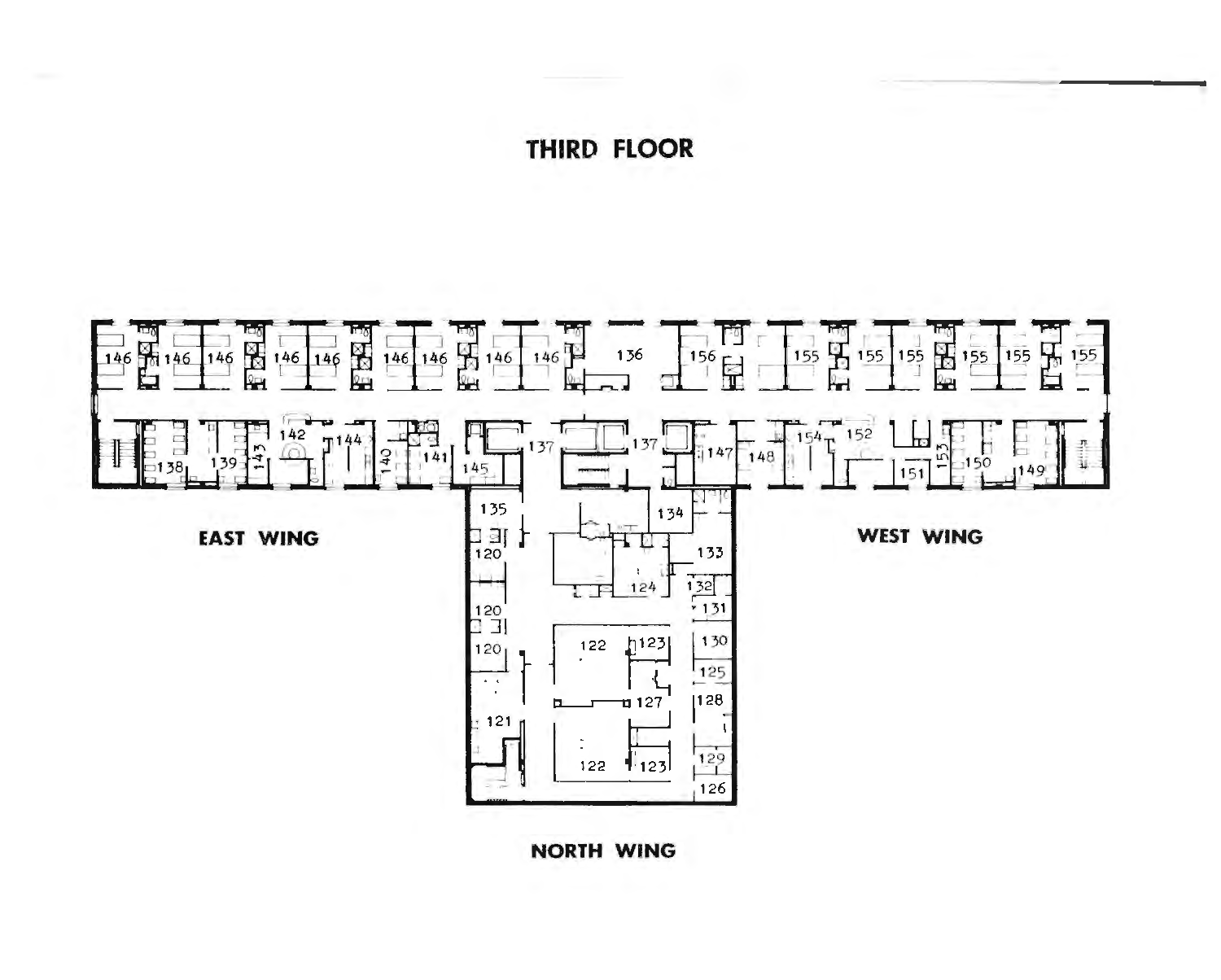# THIRD FLOOR

EAST WING

WEST WING

NORTH WING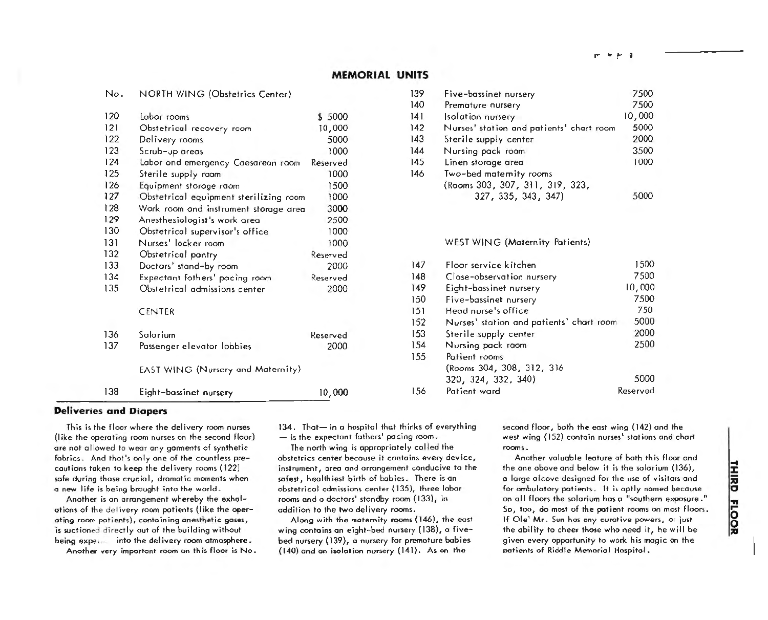## MEMORIAL UNITS

| No. | NORTH WING (Obstetrics Center) | |
|---|---|---|
| 120 | Labor rooms | $ 5000 |
| 121 | Obstetrical recovery room | 10,000 |
| 122 | Delivery rooms | 5000 |
| 123 | Scrub-up areas | 1000 |
| 124 | Labor and emergency Caesarean room | Reserved |
| 125 | Sterile supply room | 1000 |
| 126 | Equipment storage room | 1500 |
| 127 | Obstetrical equipment sterilizing room | 1000 |
| 128 | Work room and instrument storage area | 3000 |
| 129 | Anesthesiologist's work area | 2500 |
| 130 | Obstetrical supervisor's office | 1000 |
| 131 | Nurses' locker room | 1000 |
| 132 | Obstetrical pantry | Reserved |
| 133 | Doctors' stand-by room | 2000 |
| 134 | Expectant fathers' pacing room | Reserved |
| 135 | Obstetrical admissions center | 2000 |
| | CENTER | |
| 136 | Solarium | Reserved |
| 137 | Passenger elevator lobbies | 2000 |
| | EAST WING (Nursery and Maternity) | |
| 138 | Eight-bassinet nursery | 10,000 |
| 139 | Five-bassinet nursery | 7500 |
| 140 | Premature nursery | 7500 |
| 141 | Isolation nursery | 10,000 |
| 142 | Nurses' station and patients' chart room | 5000 |
| 143 | Sterile supply center | 2000 |
| 144 | Nursing pack room | 3500 |
| 145 | Linen storage area | 1000 |
| 146 | Two-bed maternity rooms (Rooms 303, 307, 311, 319, 323, 327, 335, 343, 347) | 5000 |
| | WEST WING (Maternity Patients) | |
| 147 | Floor service kitchen | 1500 |
| 148 | Close-observation nursery | 7500 |
| 149 | Eight-bassinet nursery | 10,000 |
| 150 | Five-bassinet nursery | 7500 |
| 151 | Head nurse's office | 750 |
| 152 | Nurses' station and patients' chart room | 5000 |
| 153 | Sterile supply center | 2000 |
| 154 | Nursing pack room | 2500 |
| 155 | Patient rooms (Rooms 304, 308, 312, 316 320, 324, 332, 340) | 5000 |
| 156 | Patient ward | Reserved |

### Deliveries and Diapers

This is the floor where the delivery room nurses (like the operating room nurses on the second floor) are not allowed to wear any garments of synthetic fabrics. And that's only one of the countless precautions taken to keep the delivery rooms (122) safe during those crucial, dramatic moments when a new life is being brought into the world.

Another is an arrangement whereby the exhalations of the delivery room patients (like the operating room patients), containing anesthetic gases, is suctioned directly out of the building without being expe... into the delivery room atmosphere.

Another very important room on this floor is No. 134. That— in a hospital that thinks of everything — is the expectant fathers' pacing room.

The north wing is appropriately called the obstetrics center because it contains every device, instrument, area and arrangement conducive to the safest, healthiest birth of babies. There is an obstetrical admissions center (135), three labor rooms and a doctors' standby room (133), in addition to the two delivery rooms.

Along with the maternity rooms (146), the east wing contains an eight-bed nursery (138), a five-bed nursery (139), a nursery for premature babies (140) and an isolation nursery (141). As on the second floor, both the east wing (142) and the west wing (152) contain nurses' stations and chart rooms.

Another valuable feature of both this floor and the one above and below it is the solarium (136), a large alcove designed for the use of visitors and for ambulatory patients. It is aptly named because on all floors the solarium has a "southern exposure." So, too, do most of the patient rooms on most floors. If Ole' Mr. Sun has any curative powers, or just the ability to cheer those who need it, he will be given every opportunity to work his magic on the patients of Riddle Memorial Hospital.

THIRD FLOOR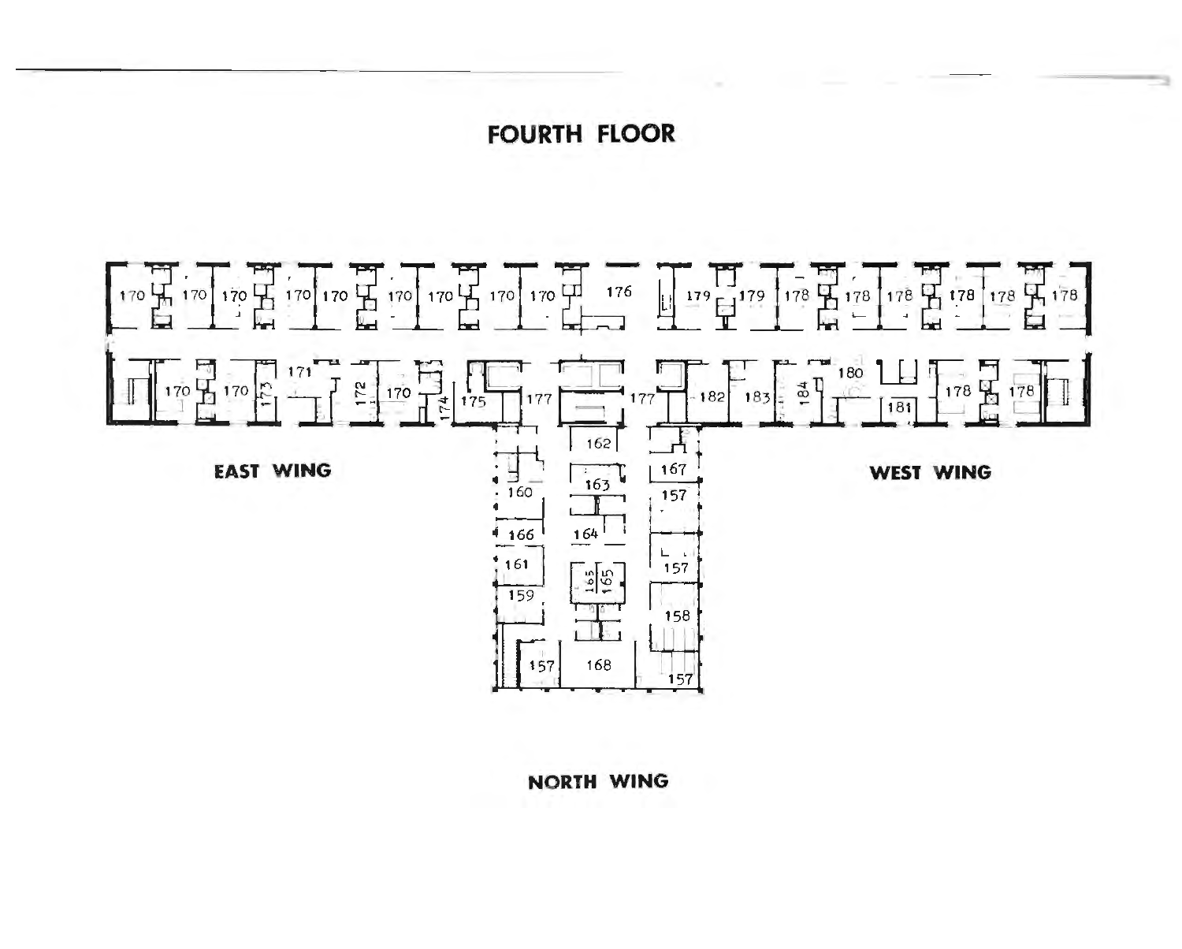# FOURTH FLOOR

170 170 170 170 170 170 170 170 170 176 179 179 178 178 178 178 178 178

170 170 173 171 172 170 174 175 177 177 182 183 184 180 181 178 178

162 167 163 160 157 166 164 161 157 163 165 159 158 157 168 157

**EAST WING**

**WEST WING**

**NORTH WING**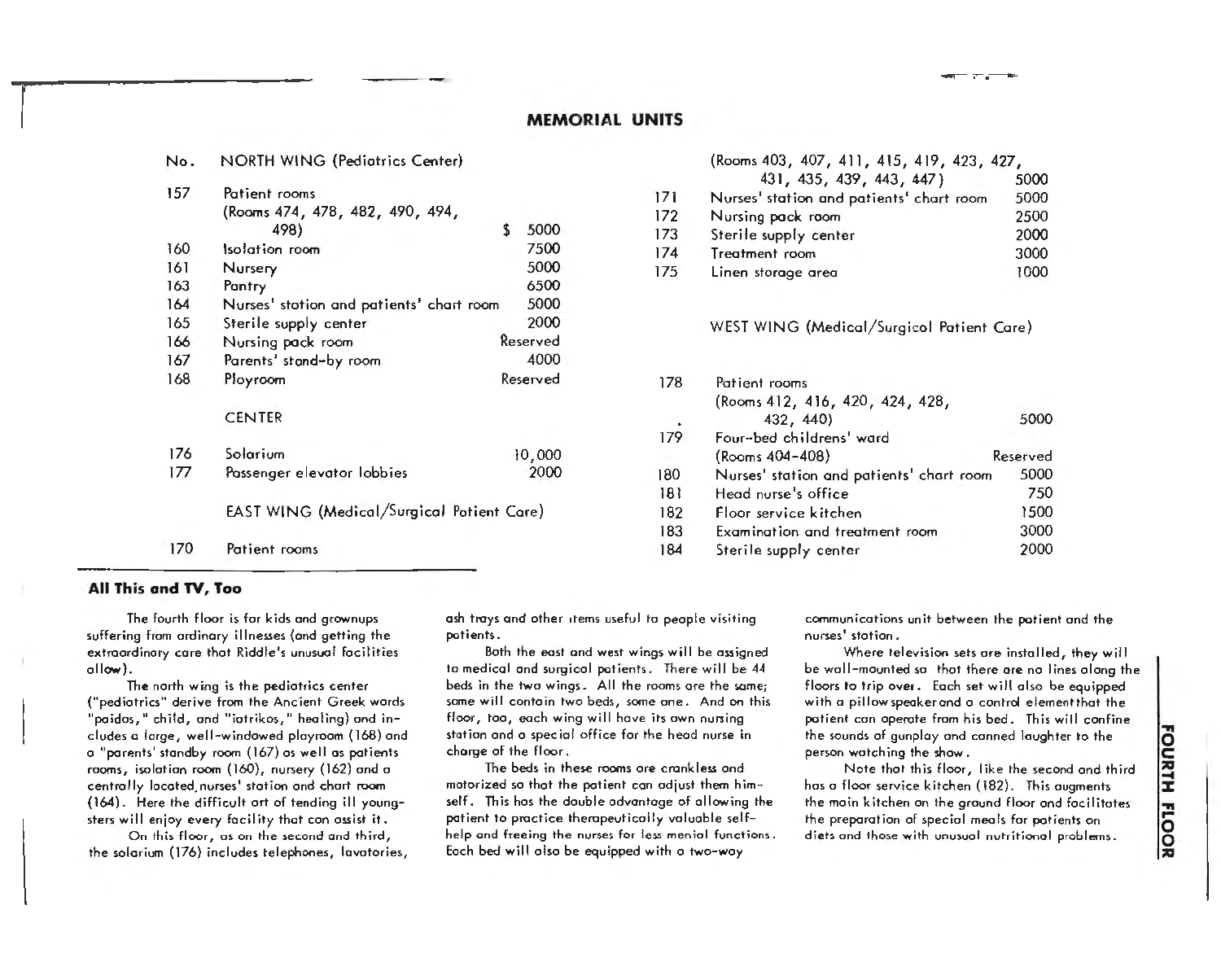## MEMORIAL UNITS

| No. | NORTH WING (Pediatrics Center) | |
|---|---|---|
| 157 | Patient rooms (Rooms 474, 478, 482, 490, 494, 498) | $ 5000 |
| 160 | Isolation room | 7500 |
| 161 | Nursery | 5000 |
| 163 | Pantry | 6500 |
| 164 | Nurses' station and patients' chart room | 5000 |
| 165 | Sterile supply center | 2000 |
| 166 | Nursing pack room | Reserved |
| 167 | Parents' stand-by room | 4000 |
| 168 | Playroom | Reserved |
| | **CENTER** | |
| 176 | Solarium | 10,000 |
| 177 | Passenger elevator lobbies | 2000 |
| | **EAST WING (Medical/Surgical Patient Care)** | |
| 170 | Patient rooms (Rooms 403, 407, 411, 415, 419, 423, 427, 431, 435, 439, 443, 447) | 5000 |
| 171 | Nurses' station and patients' chart room | 5000 |
| 172 | Nursing pack room | 2500 |
| 173 | Sterile supply center | 2000 |
| 174 | Treatment room | 3000 |
| 175 | Linen storage area | 1000 |
| | **WEST WING (Medical/Surgical Patient Care)** | |
| 178 | Patient rooms (Rooms 412, 416, 420, 424, 428, 432, 440) | 5000 |
| 179 | Four-bed childrens' ward (Rooms 404-408) | Reserved |
| 180 | Nurses' station and patients' chart room | 5000 |
| 181 | Head nurse's office | 750 |
| 182 | Floor service kitchen | 1500 |
| 183 | Examination and treatment room | 3000 |
| 184 | Sterile supply center | 2000 |

### All This and TV, Too

The fourth floor is for kids and grownups suffering from ordinary illnesses (and getting the extraordinary care that Riddle's unusual facilities allow).

The north wing is the pediatrics center ("pediatrics" derive from the Ancient Greek words "paidos," child, and "iatrikos," healing) and includes a large, well-windowed playroom (168) and a "parents' standby room (167) as well as patients rooms, isolation room (160), nursery (162) and a centrally located nurses' station and chart room (164). Here the difficult art of tending ill youngsters will enjoy every facility that can assist it.

On this floor, as on the second and third, the solarium (176) includes telephones, lavatories, ash trays and other items useful to people visiting patients.

Both the east and west wings will be assigned to medical and surgical patients. There will be 44 beds in the two wings. All the rooms are the same; some will contain two beds, some one. And on this floor, too, each wing will have its own nursing station and a special office for the head nurse in charge of the floor.

The beds in these rooms are crankless and motorized so that the patient can adjust them himself. This has the double advantage of allowing the patient to practice therapeutically valuable self-help and freeing the nurses for less menial functions. Each bed will also be equipped with a two-way communications unit between the patient and the nurses' station.

Where television sets are installed, they will be wall-mounted so that there are no lines along the floors to trip over. Each set will also be equipped with a pillow speaker and a control element that the patient can operate from his bed. This will confine the sounds of gunplay and canned laughter to the person watching the show.

Note that this floor, like the second and third has a floor service kitchen (182). This augments the main kitchen on the ground floor and facilitates the preparation of special meals for patients on diets and those with unusual nutritional problems.

FOURTH FLOOR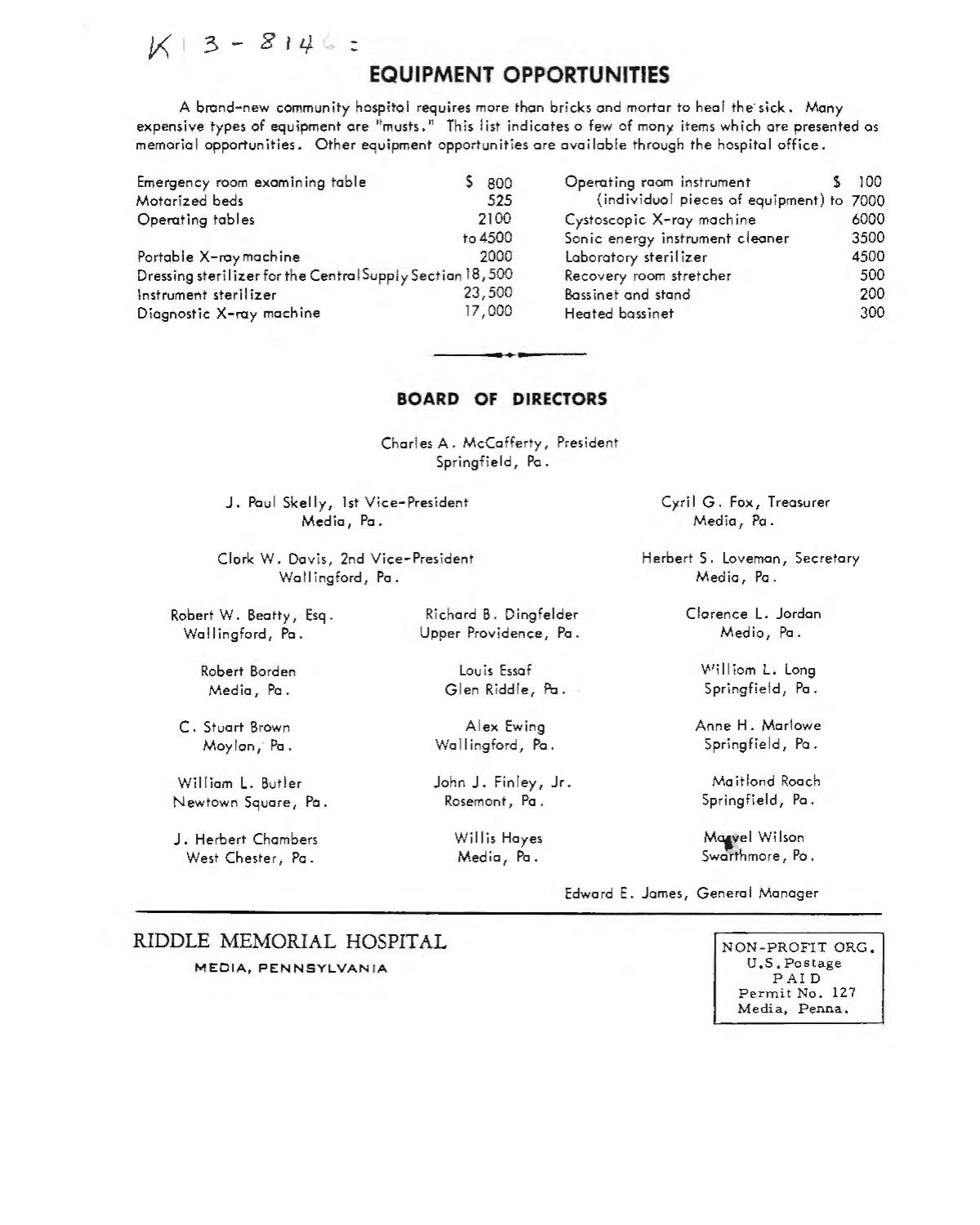K13-8146:

## EQUIPMENT OPPORTUNITIES

A brand-new community hospital requires more than bricks and mortar to heal the sick. Many expensive types of equipment are "musts." This list indicates a few of many items which are presented as memorial opportunities. Other equipment opportunities are available through the hospital office.

| | |
|---|---|
| Emergency room examining table | $ 800 |
| Motorized beds | 525 |
| Operating tables | 2100 to 4500 |
| Portable X-ray machine | 2000 |
| Dressing sterilizer for the Central Supply Section | 18,500 |
| Instrument sterilizer | 23,500 |
| Diagnostic X-ray machine | 17,000 |
| Operating room instrument (individual pieces of equipment) | $ 100 to 7000 |
| Cystoscopic X-ray machine | 6000 |
| Sonic energy instrument cleaner | 3500 |
| Laboratory sterilizer | 4500 |
| Recovery room stretcher | 500 |
| Bassinet and stand | 200 |
| Heated bassinet | 300 |

## BOARD OF DIRECTORS

Charles A. McCafferty, President
Springfield, Pa.

J. Paul Skelly, 1st Vice-President
Media, Pa.

Cyril G. Fox, Treasurer
Media, Pa.

Clark W. Davis, 2nd Vice-President
Wallingford, Pa.

Herbert S. Loveman, Secretary
Media, Pa.

Robert W. Beatty, Esq.
Wallingford, Pa.

Robert Borden
Media, Pa.

C. Stuart Brown
Moylan, Pa.

William L. Butler
Newtown Square, Pa.

J. Herbert Chambers
West Chester, Pa.

Richard B. Dingfelder
Upper Providence, Pa.

Louis Essaf
Glen Riddle, Pa.

Alex Ewing
Wallingford, Pa.

John J. Finley, Jr.
Rosemont, Pa.

Willis Hayes
Media, Pa.

Clarence L. Jordan
Media, Pa.

William L. Long
Springfield, Pa.

Anne H. Marlowe
Springfield, Pa.

Maitland Roach
Springfield, Pa.

Marvel Wilson
Swarthmore, Pa.

Edward E. James, General Manager

---

RIDDLE MEMORIAL HOSPITAL
MEDIA, PENNSYLVANIA

NON-PROFIT ORG.
U.S. Postage
PAID
Permit No. 127
Media, Penna.